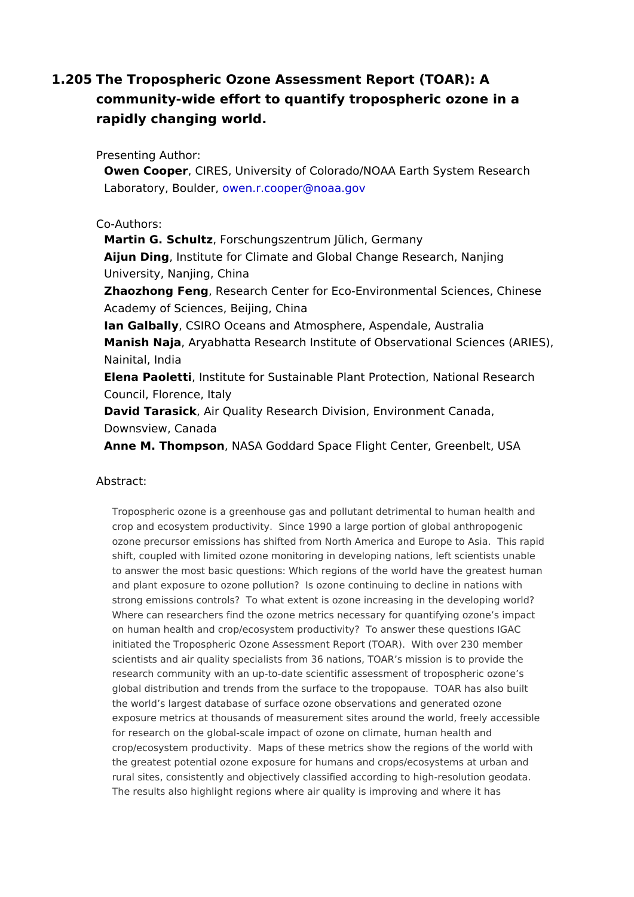# 1.205 The Tropospheric Ozone Assessment Report (TOAR): A community-wide effort to quantify tropospheric ozone in a rapidly changing world.

Presenting Author:

**Owen Cooper**, CIRES, University of Colorado/NOAA Earth System Research Laboratory, Boulder, owen.r.cooper@noaa.gov

Co-Authors:

**Martin G. Schultz**, Forschungszentrum Jülich, Germany
**Aijun Ding**, Institute for Climate and Global Change Research, Nanjing University, Nanjing, China
**Zhaozhong Feng**, Research Center for Eco-Environmental Sciences, Chinese Academy of Sciences, Beijing, China
**Ian Galbally**, CSIRO Oceans and Atmosphere, Aspendale, Australia
**Manish Naja**, Aryabhatta Research Institute of Observational Sciences (ARIES), Nainital, India
**Elena Paoletti**, Institute for Sustainable Plant Protection, National Research Council, Florence, Italy
**David Tarasick**, Air Quality Research Division, Environment Canada, Downsview, Canada
**Anne M. Thompson**, NASA Goddard Space Flight Center, Greenbelt, USA

Abstract:

Tropospheric ozone is a greenhouse gas and pollutant detrimental to human health and crop and ecosystem productivity. Since 1990 a large portion of global anthropogenic ozone precursor emissions has shifted from North America and Europe to Asia. This rapid shift, coupled with limited ozone monitoring in developing nations, left scientists unable to answer the most basic questions: Which regions of the world have the greatest human and plant exposure to ozone pollution? Is ozone continuing to decline in nations with strong emissions controls? To what extent is ozone increasing in the developing world? Where can researchers find the ozone metrics necessary for quantifying ozone's impact on human health and crop/ecosystem productivity? To answer these questions IGAC initiated the Tropospheric Ozone Assessment Report (TOAR). With over 230 member scientists and air quality specialists from 36 nations, TOAR's mission is to provide the research community with an up-to-date scientific assessment of tropospheric ozone's global distribution and trends from the surface to the tropopause. TOAR has also built the world's largest database of surface ozone observations and generated ozone exposure metrics at thousands of measurement sites around the world, freely accessible for research on the global-scale impact of ozone on climate, human health and crop/ecosystem productivity. Maps of these metrics show the regions of the world with the greatest potential ozone exposure for humans and crops/ecosystems at urban and rural sites, consistently and objectively classified according to high-resolution geodata. The results also highlight regions where air quality is improving and where it has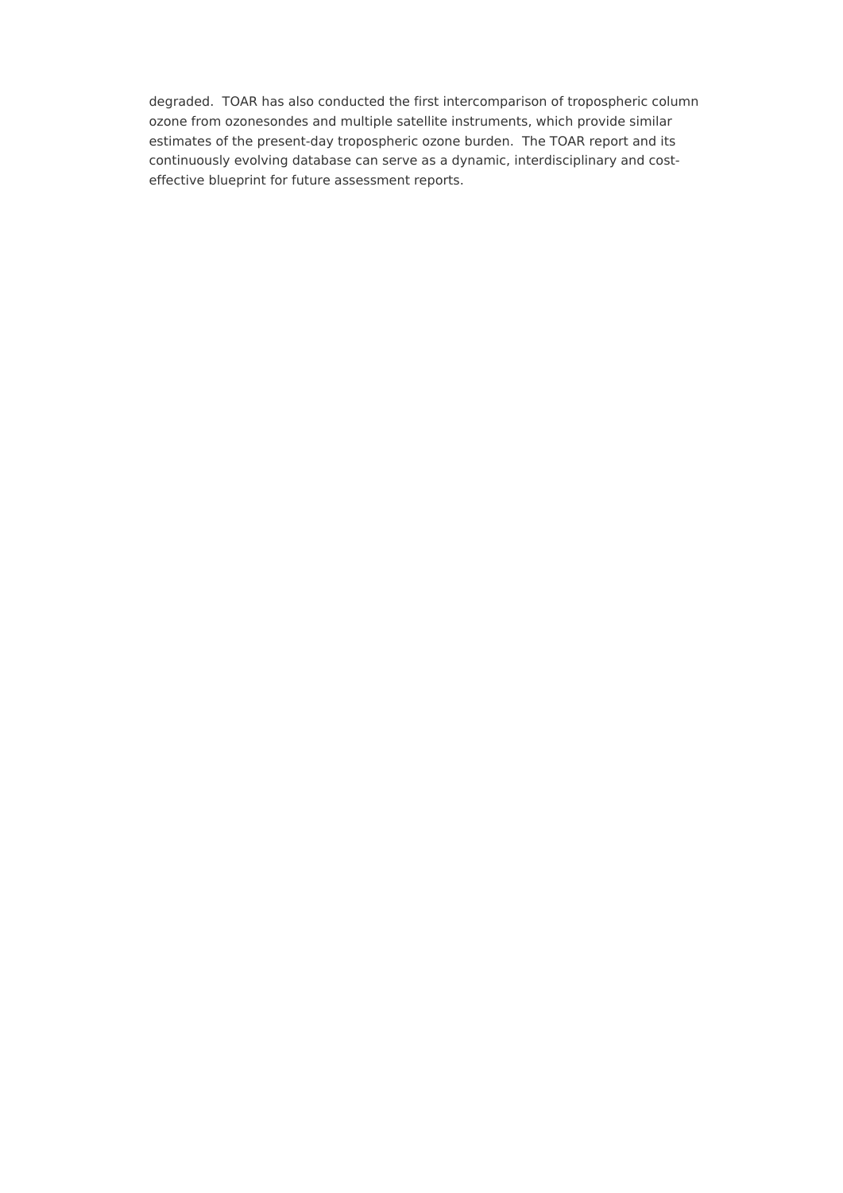degraded. TOAR has also conducted the first intercomparison of tropospheric column ozone from ozonesondes and multiple satellite instruments, which provide similar estimates of the present-day tropospheric ozone burden. The TOAR report and its continuously evolving database can serve as a dynamic, interdisciplinary and cost-effective blueprint for future assessment reports.